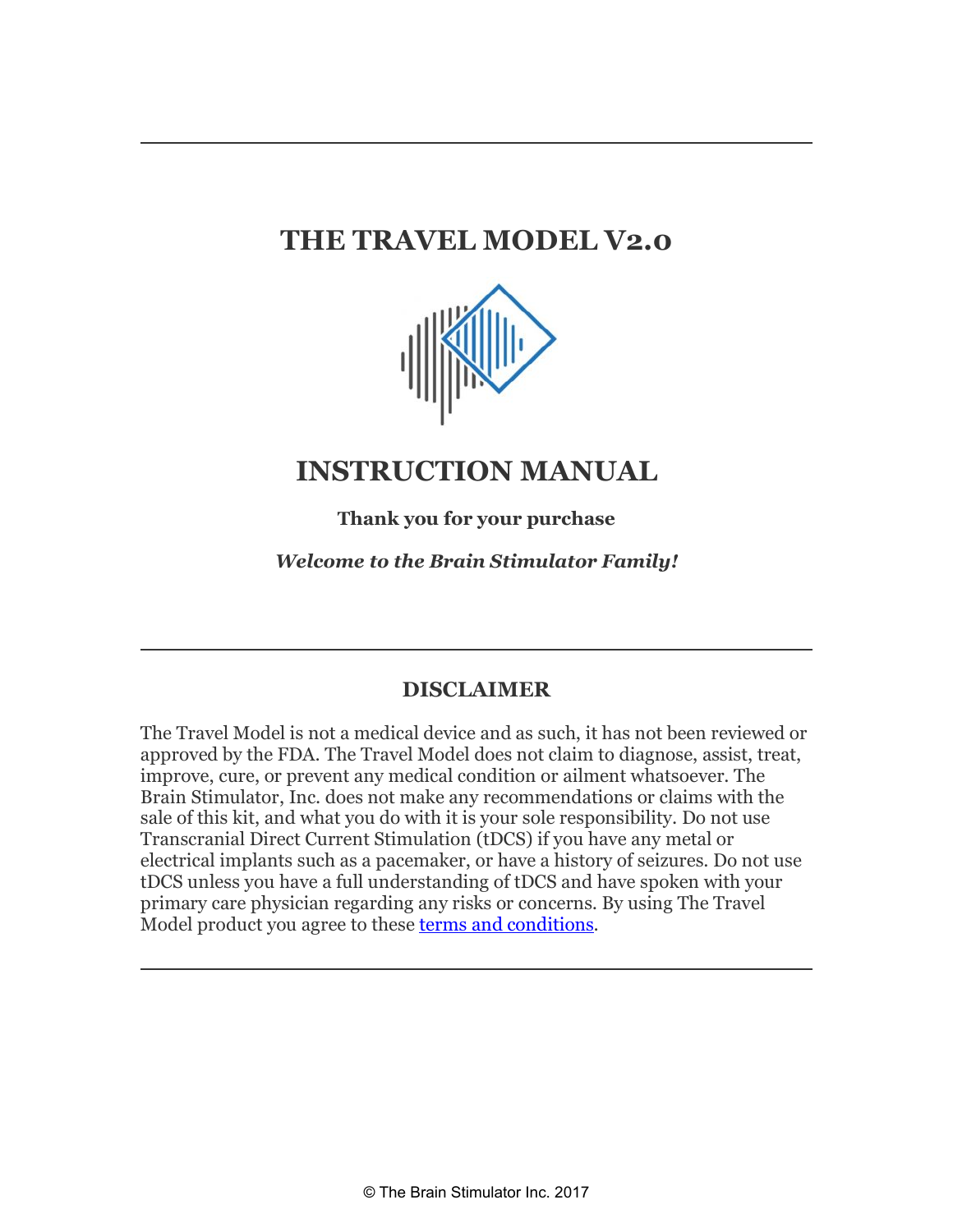# THE TRAVEL MODEL V2.0

# INSTRUCTION MANUAL

**Thank you for your purchase**

***Welcome to the Brain Stimulator Family!***

---

## DISCLAIMER

The Travel Model is not a medical device and as such, it has not been reviewed or approved by the FDA. The Travel Model does not claim to diagnose, assist, treat, improve, cure, or prevent any medical condition or ailment whatsoever. The Brain Stimulator, Inc. does not make any recommendations or claims with the sale of this kit, and what you do with it is your sole responsibility. Do not use Transcranial Direct Current Stimulation (tDCS) if you have any metal or electrical implants such as a pacemaker, or have a history of seizures. Do not use tDCS unless you have a full understanding of tDCS and have spoken with your primary care physician regarding any risks or concerns. By using The Travel Model product you agree to these terms and conditions.

---

© The Brain Stimulator Inc. 2017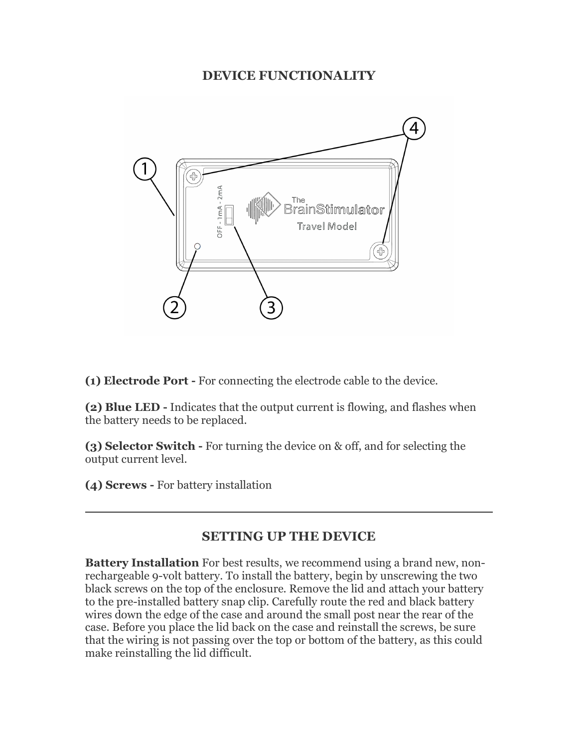## DEVICE FUNCTIONALITY

**(1) Electrode Port -** For connecting the electrode cable to the device.

**(2) Blue LED -** Indicates that the output current is flowing, and flashes when the battery needs to be replaced.

**(3) Selector Switch -** For turning the device on & off, and for selecting the output current level.

**(4) Screws -** For battery installation

---

## SETTING UP THE DEVICE

**Battery Installation** For best results, we recommend using a brand new, non-rechargeable 9-volt battery. To install the battery, begin by unscrewing the two black screws on the top of the enclosure. Remove the lid and attach your battery to the pre-installed battery snap clip. Carefully route the red and black battery wires down the edge of the case and around the small post near the rear of the case. Before you place the lid back on the case and reinstall the screws, be sure that the wiring is not passing over the top or bottom of the battery, as this could make reinstalling the lid difficult.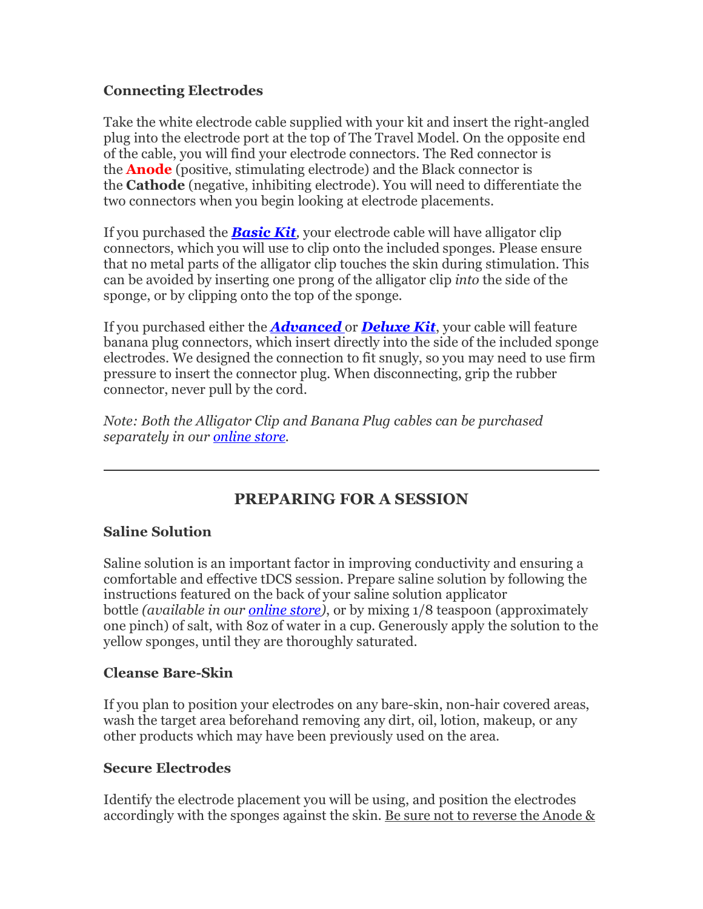### Connecting Electrodes

Take the white electrode cable supplied with your kit and insert the right-angled plug into the electrode port at the top of The Travel Model. On the opposite end of the cable, you will find your electrode connectors. The Red connector is the **Anode** (positive, stimulating electrode) and the Black connector is the **Cathode** (negative, inhibiting electrode). You will need to differentiate the two connectors when you begin looking at electrode placements.

If you purchased the ***Basic Kit***, your electrode cable will have alligator clip connectors, which you will use to clip onto the included sponges. Please ensure that no metal parts of the alligator clip touches the skin during stimulation. This can be avoided by inserting one prong of the alligator clip *into* the side of the sponge, or by clipping onto the top of the sponge.

If you purchased either the ***Advanced*** or ***Deluxe Kit***, your cable will feature banana plug connectors, which insert directly into the side of the included sponge electrodes. We designed the connection to fit snugly, so you may need to use firm pressure to insert the connector plug. When disconnecting, grip the rubber connector, never pull by the cord.

*Note: Both the Alligator Clip and Banana Plug cables can be purchased separately in our online store.*

---

## PREPARING FOR A SESSION

### Saline Solution

Saline solution is an important factor in improving conductivity and ensuring a comfortable and effective tDCS session. Prepare saline solution by following the instructions featured on the back of your saline solution applicator bottle *(available in our online store)*, or by mixing 1/8 teaspoon (approximately one pinch) of salt, with 8oz of water in a cup. Generously apply the solution to the yellow sponges, until they are thoroughly saturated.

### Cleanse Bare-Skin

If you plan to position your electrodes on any bare-skin, non-hair covered areas, wash the target area beforehand removing any dirt, oil, lotion, makeup, or any other products which may have been previously used on the area.

### Secure Electrodes

Identify the electrode placement you will be using, and position the electrodes accordingly with the sponges against the skin. Be sure not to reverse the Anode &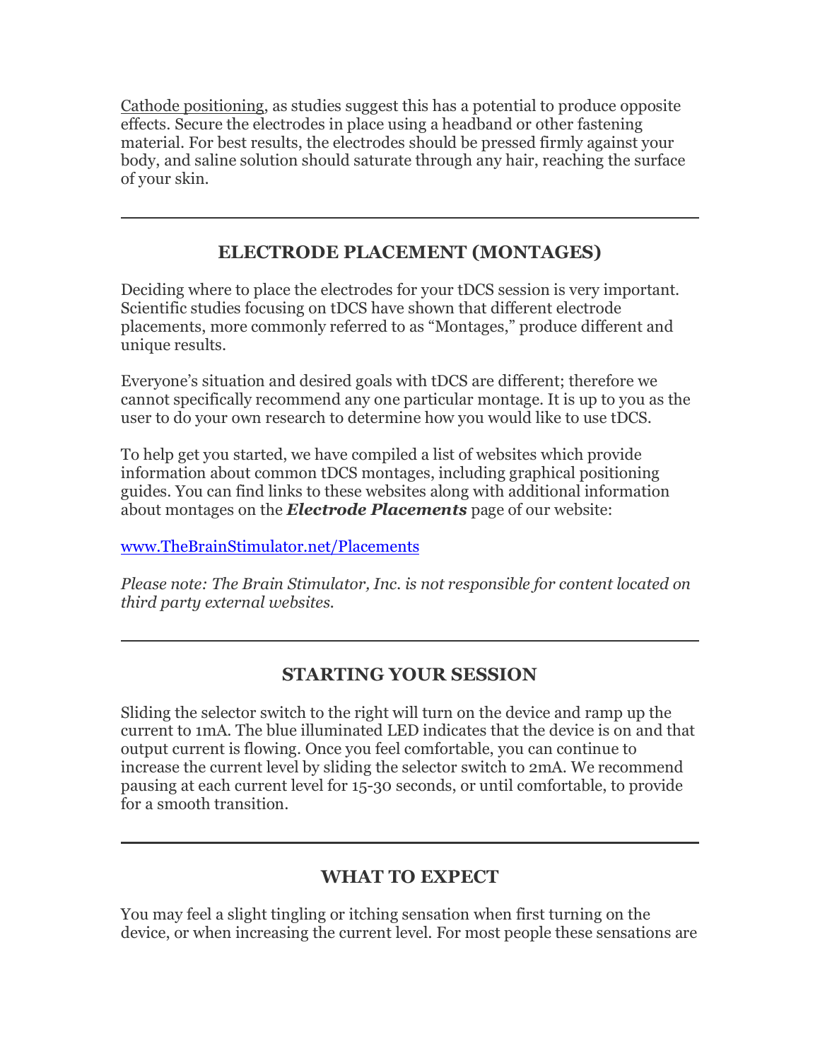Cathode positioning, as studies suggest this has a potential to produce opposite effects. Secure the electrodes in place using a headband or other fastening material. For best results, the electrodes should be pressed firmly against your body, and saline solution should saturate through any hair, reaching the surface of your skin.

---

## ELECTRODE PLACEMENT (MONTAGES)

Deciding where to place the electrodes for your tDCS session is very important. Scientific studies focusing on tDCS have shown that different electrode placements, more commonly referred to as "Montages," produce different and unique results.

Everyone's situation and desired goals with tDCS are different; therefore we cannot specifically recommend any one particular montage. It is up to you as the user to do your own research to determine how you would like to use tDCS.

To help get you started, we have compiled a list of websites which provide information about common tDCS montages, including graphical positioning guides. You can find links to these websites along with additional information about montages on the ***Electrode Placements*** page of our website:

[www.TheBrainStimulator.net/Placements](http://www.TheBrainStimulator.net/Placements)

*Please note: The Brain Stimulator, Inc. is not responsible for content located on third party external websites.*

---

## STARTING YOUR SESSION

Sliding the selector switch to the right will turn on the device and ramp up the current to 1mA. The blue illuminated LED indicates that the device is on and that output current is flowing. Once you feel comfortable, you can continue to increase the current level by sliding the selector switch to 2mA. We recommend pausing at each current level for 15-30 seconds, or until comfortable, to provide for a smooth transition.

---

## WHAT TO EXPECT

You may feel a slight tingling or itching sensation when first turning on the device, or when increasing the current level. For most people these sensations are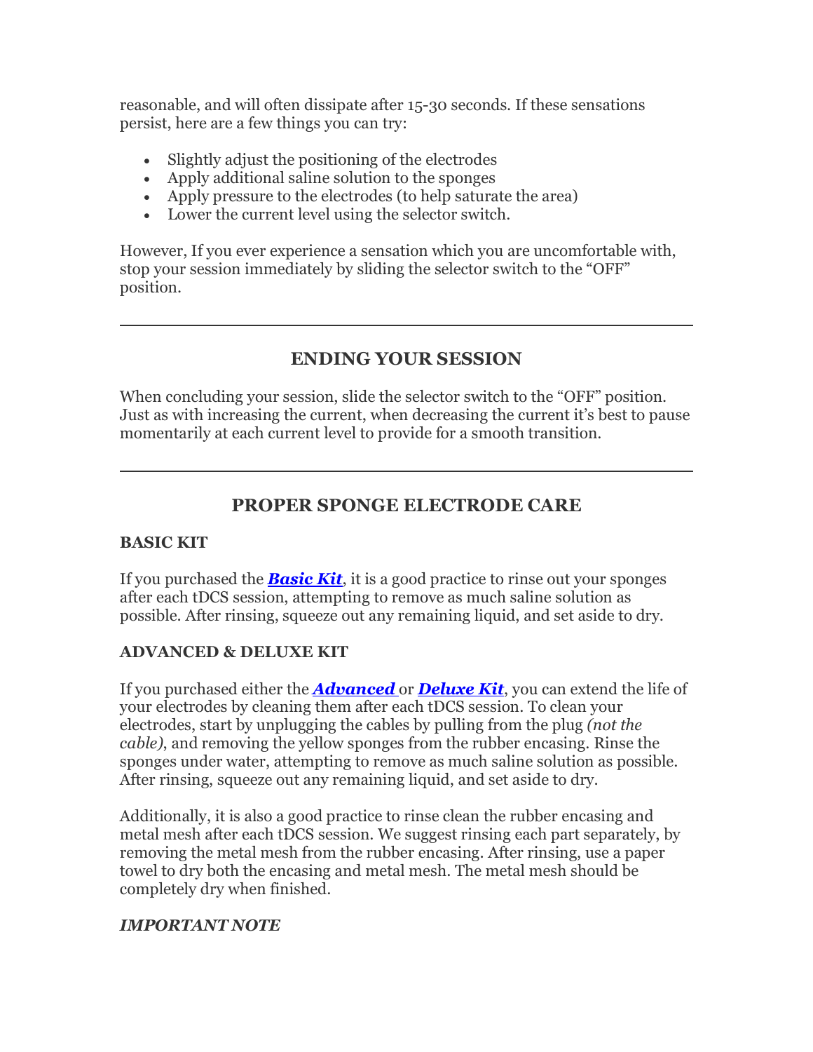reasonable, and will often dissipate after 15-30 seconds. If these sensations persist, here are a few things you can try:

- Slightly adjust the positioning of the electrodes
- Apply additional saline solution to the sponges
- Apply pressure to the electrodes (to help saturate the area)
- Lower the current level using the selector switch.

However, If you ever experience a sensation which you are uncomfortable with, stop your session immediately by sliding the selector switch to the "OFF" position.

---

## ENDING YOUR SESSION

When concluding your session, slide the selector switch to the "OFF" position. Just as with increasing the current, when decreasing the current it's best to pause momentarily at each current level to provide for a smooth transition.

---

## PROPER SPONGE ELECTRODE CARE

### BASIC KIT

If you purchased the ***Basic Kit***, it is a good practice to rinse out your sponges after each tDCS session, attempting to remove as much saline solution as possible. After rinsing, squeeze out any remaining liquid, and set aside to dry.

### ADVANCED & DELUXE KIT

If you purchased either the ***Advanced*** or ***Deluxe Kit***, you can extend the life of your electrodes by cleaning them after each tDCS session. To clean your electrodes, start by unplugging the cables by pulling from the plug *(not the cable)*, and removing the yellow sponges from the rubber encasing. Rinse the sponges under water, attempting to remove as much saline solution as possible. After rinsing, squeeze out any remaining liquid, and set aside to dry.

Additionally, it is also a good practice to rinse clean the rubber encasing and metal mesh after each tDCS session. We suggest rinsing each part separately, by removing the metal mesh from the rubber encasing. After rinsing, use a paper towel to dry both the encasing and metal mesh. The metal mesh should be completely dry when finished.

### *IMPORTANT NOTE*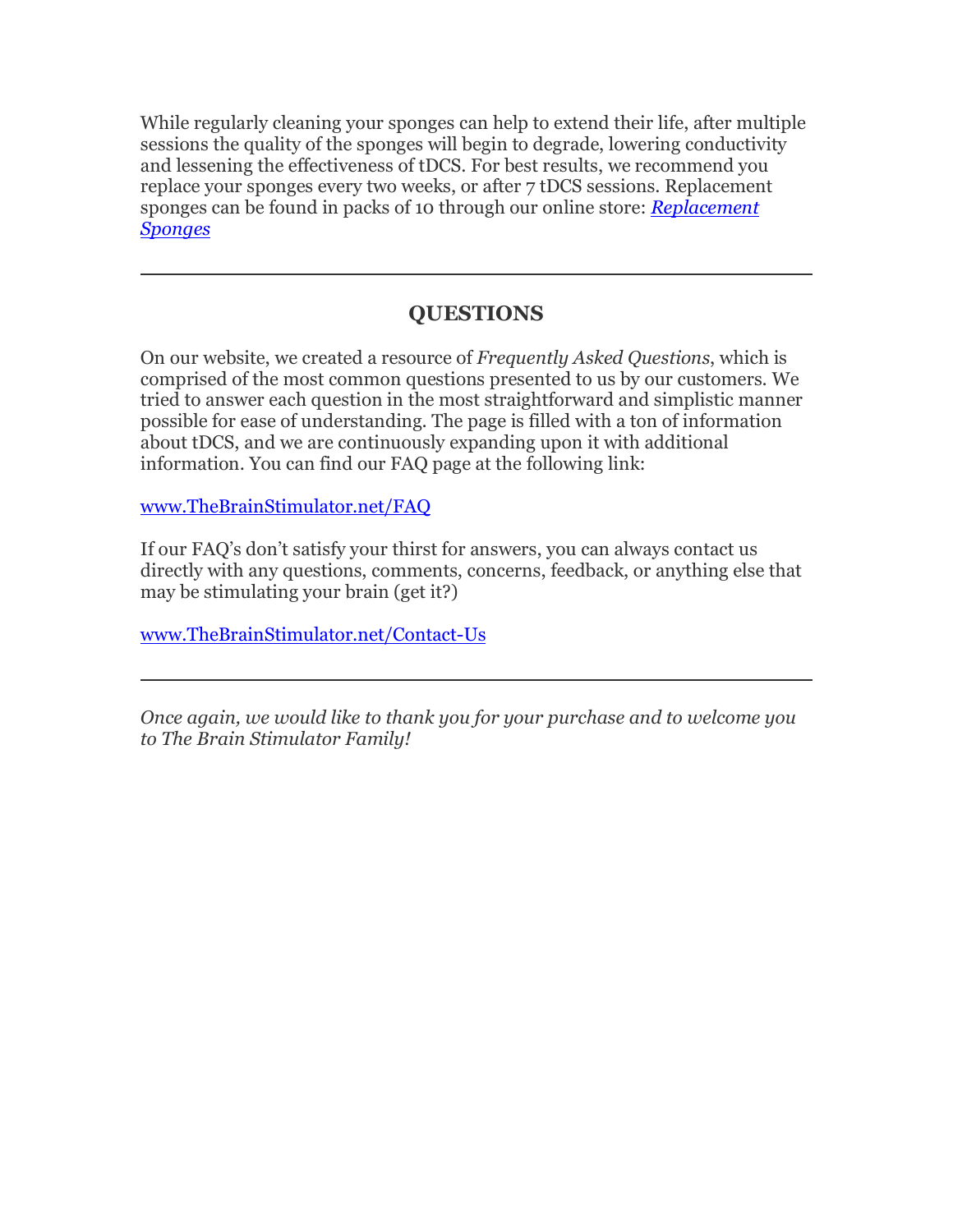While regularly cleaning your sponges can help to extend their life, after multiple sessions the quality of the sponges will begin to degrade, lowering conductivity and lessening the effectiveness of tDCS. For best results, we recommend you replace your sponges every two weeks, or after 7 tDCS sessions. Replacement sponges can be found in packs of 10 through our online store: *Replacement Sponges*

---

## QUESTIONS

On our website, we created a resource of *Frequently Asked Questions*, which is comprised of the most common questions presented to us by our customers. We tried to answer each question in the most straightforward and simplistic manner possible for ease of understanding. The page is filled with a ton of information about tDCS, and we are continuously expanding upon it with additional information. You can find our FAQ page at the following link:

www.TheBrainStimulator.net/FAQ

If our FAQ's don't satisfy your thirst for answers, you can always contact us directly with any questions, comments, concerns, feedback, or anything else that may be stimulating your brain (get it?)

www.TheBrainStimulator.net/Contact-Us

---

*Once again, we would like to thank you for your purchase and to welcome you to The Brain Stimulator Family!*